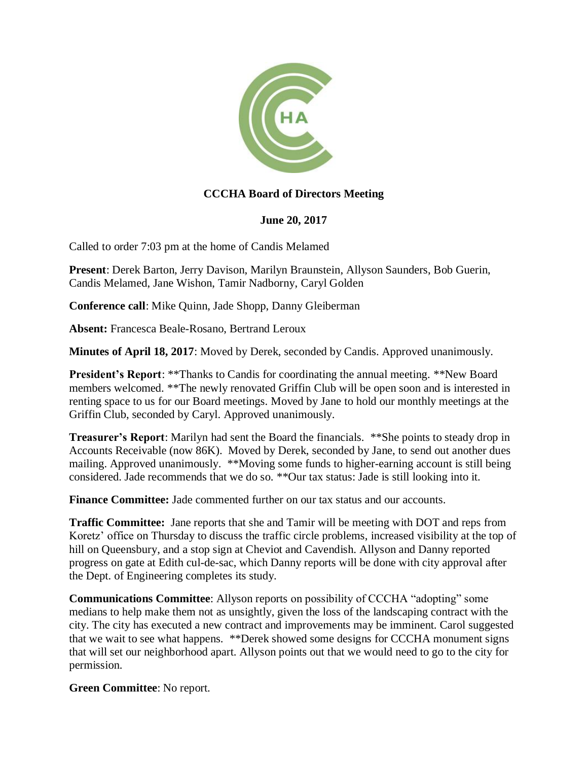**CCCHA Board of Directors Meeting**

**June 20, 2017**

Called to order 7:03 pm at the home of Candis Melamed

**Present**: Derek Barton, Jerry Davison, Marilyn Braunstein, Allyson Saunders, Bob Guerin, Candis Melamed, Jane Wishon, Tamir Nadborny, Caryl Golden

**Conference call**: Mike Quinn, Jade Shopp, Danny Gleiberman

**Absent:** Francesca Beale-Rosano, Bertrand Leroux

**Minutes of April 18, 2017**: Moved by Derek, seconded by Candis. Approved unanimously.

**President's Report**: **Thanks to Candis for coordinating the annual meeting. **New Board members welcomed. **The newly renovated Griffin Club will be open soon and is interested in renting space to us for our Board meetings. Moved by Jane to hold our monthly meetings at the Griffin Club, seconded by Caryl. Approved unanimously.

**Treasurer's Report**: Marilyn had sent the Board the financials. **She points to steady drop in Accounts Receivable (now 86K). Moved by Derek, seconded by Jane, to send out another dues mailing. Approved unanimously. **Moving some funds to higher-earning account is still being considered. Jade recommends that we do so. **Our tax status: Jade is still looking into it.

**Finance Committee:** Jade commented further on our tax status and our accounts.

**Traffic Committee:** Jane reports that she and Tamir will be meeting with DOT and reps from Koretz' office on Thursday to discuss the traffic circle problems, increased visibility at the top of hill on Queensbury, and a stop sign at Cheviot and Cavendish. Allyson and Danny reported progress on gate at Edith cul-de-sac, which Danny reports will be done with city approval after the Dept. of Engineering completes its study.

**Communications Committee**: Allyson reports on possibility of CCCHA "adopting" some medians to help make them not as unsightly, given the loss of the landscaping contract with the city. The city has executed a new contract and improvements may be imminent. Carol suggested that we wait to see what happens. **Derek showed some designs for CCCHA monument signs that will set our neighborhood apart. Allyson points out that we would need to go to the city for permission.

**Green Committee**: No report.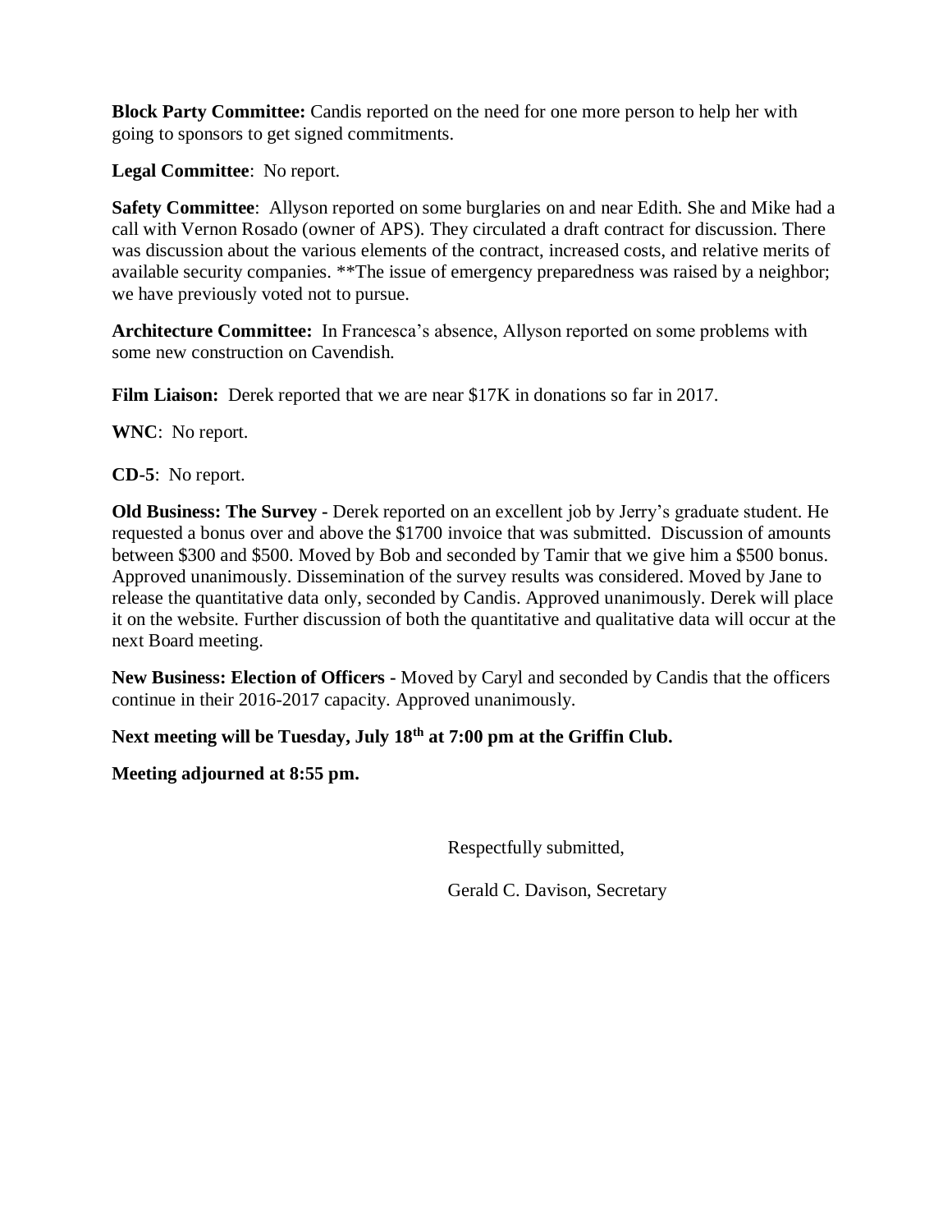**Block Party Committee:** Candis reported on the need for one more person to help her with going to sponsors to get signed commitments.

**Legal Committee**: No report.

**Safety Committee**: Allyson reported on some burglaries on and near Edith. She and Mike had a call with Vernon Rosado (owner of APS). They circulated a draft contract for discussion. There was discussion about the various elements of the contract, increased costs, and relative merits of available security companies. **The issue of emergency preparedness was raised by a neighbor; we have previously voted not to pursue.

**Architecture Committee:** In Francesca's absence, Allyson reported on some problems with some new construction on Cavendish.

**Film Liaison:** Derek reported that we are near $17K in donations so far in 2017.

**WNC**: No report.

**CD-5**: No report.

**Old Business: The Survey** - Derek reported on an excellent job by Jerry's graduate student. He requested a bonus over and above the $1700 invoice that was submitted. Discussion of amounts between $300 and $500. Moved by Bob and seconded by Tamir that we give him a $500 bonus. Approved unanimously. Dissemination of the survey results was considered. Moved by Jane to release the quantitative data only, seconded by Candis. Approved unanimously. Derek will place it on the website. Further discussion of both the quantitative and qualitative data will occur at the next Board meeting.

**New Business: Election of Officers** - Moved by Caryl and seconded by Candis that the officers continue in their 2016-2017 capacity. Approved unanimously.

**Next meeting will be Tuesday, July 18th at 7:00 pm at the Griffin Club.**

**Meeting adjourned at 8:55 pm.**

Respectfully submitted,

Gerald C. Davison, Secretary